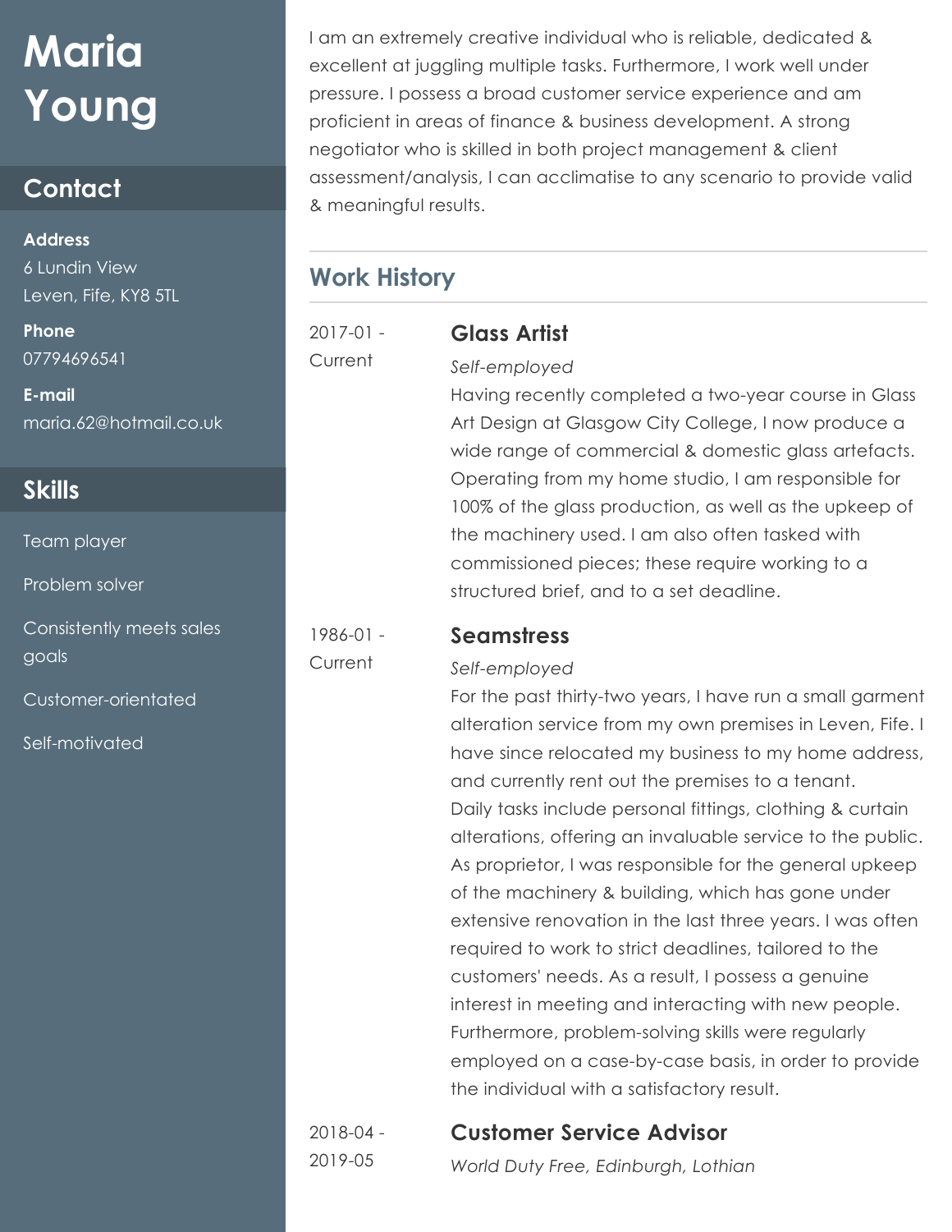# Maria Young

## Contact

**Address**
6 Lundin View
Leven, Fife, KY8 5TL

**Phone**
07794696541

**E-mail**
maria.62@hotmail.co.uk

## Skills

- Team player
- Problem solver
- Consistently meets sales goals
- Customer-orientated
- Self-motivated

I am an extremely creative individual who is reliable, dedicated & excellent at juggling multiple tasks. Furthermore, I work well under pressure. I possess a broad customer service experience and am proficient in areas of finance & business development. A strong negotiator who is skilled in both project management & client assessment/analysis, I can acclimatise to any scenario to provide valid & meaningful results.

## Work History

**2017-01 - Current**

### Glass Artist

*Self-employed*

Having recently completed a two-year course in Glass Art Design at Glasgow City College, I now produce a wide range of commercial & domestic glass artefacts. Operating from my home studio, I am responsible for 100% of the glass production, as well as the upkeep of the machinery used. I am also often tasked with commissioned pieces; these require working to a structured brief, and to a set deadline.

**1986-01 - Current**

### Seamstress

*Self-employed*

For the past thirty-two years, I have run a small garment alteration service from my own premises in Leven, Fife. I have since relocated my business to my home address, and currently rent out the premises to a tenant.
Daily tasks include personal fittings, clothing & curtain alterations, offering an invaluable service to the public. As proprietor, I was responsible for the general upkeep of the machinery & building, which has gone under extensive renovation in the last three years. I was often required to work to strict deadlines, tailored to the customers' needs. As a result, I possess a genuine interest in meeting and interacting with new people. Furthermore, problem-solving skills were regularly employed on a case-by-case basis, in order to provide the individual with a satisfactory result.

**2018-04 - 2019-05**

### Customer Service Advisor

*World Duty Free, Edinburgh, Lothian*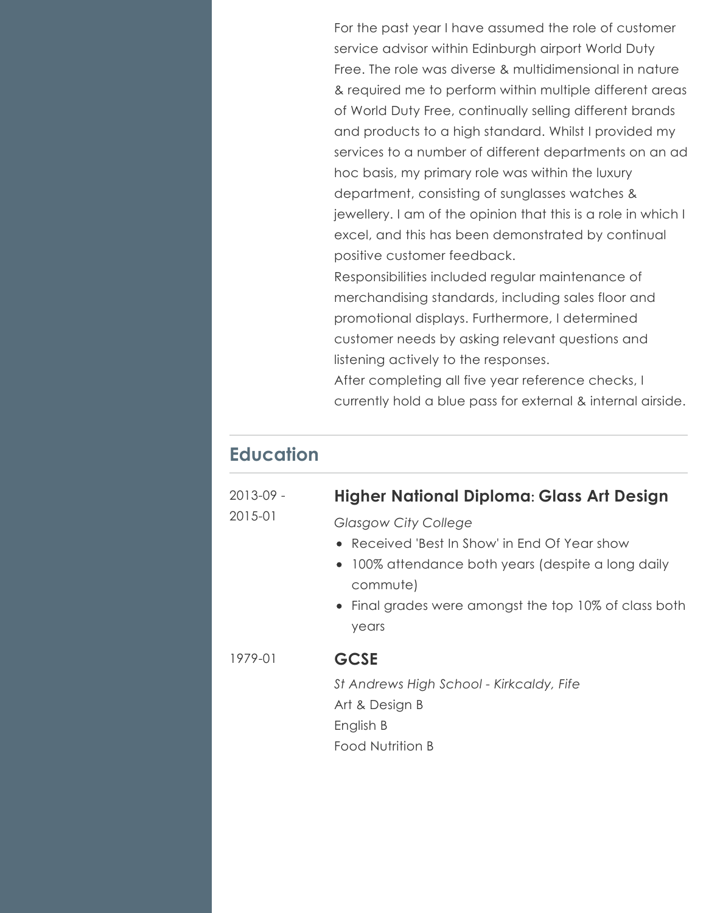For the past year I have assumed the role of customer service advisor within Edinburgh airport World Duty Free. The role was diverse & multidimensional in nature & required me to perform within multiple different areas of World Duty Free, continually selling different brands and products to a high standard. Whilst I provided my services to a number of different departments on an ad hoc basis, my primary role was within the luxury department, consisting of sunglasses watches & jewellery. I am of the opinion that this is a role in which I excel, and this has been demonstrated by continual positive customer feedback.

Responsibilities included regular maintenance of merchandising standards, including sales floor and promotional displays. Furthermore, I determined customer needs by asking relevant questions and listening actively to the responses.

After completing all five year reference checks, I currently hold a blue pass for external & internal airside.

## Education

2013-09 - 2015-01

### Higher National Diploma: Glass Art Design

*Glasgow City College*

- Received 'Best In Show' in End Of Year show
- 100% attendance both years (despite a long daily commute)
- Final grades were amongst the top 10% of class both years

1979-01

### GCSE

*St Andrews High School - Kirkcaldy, Fife*

Art & Design B

English B

Food Nutrition B